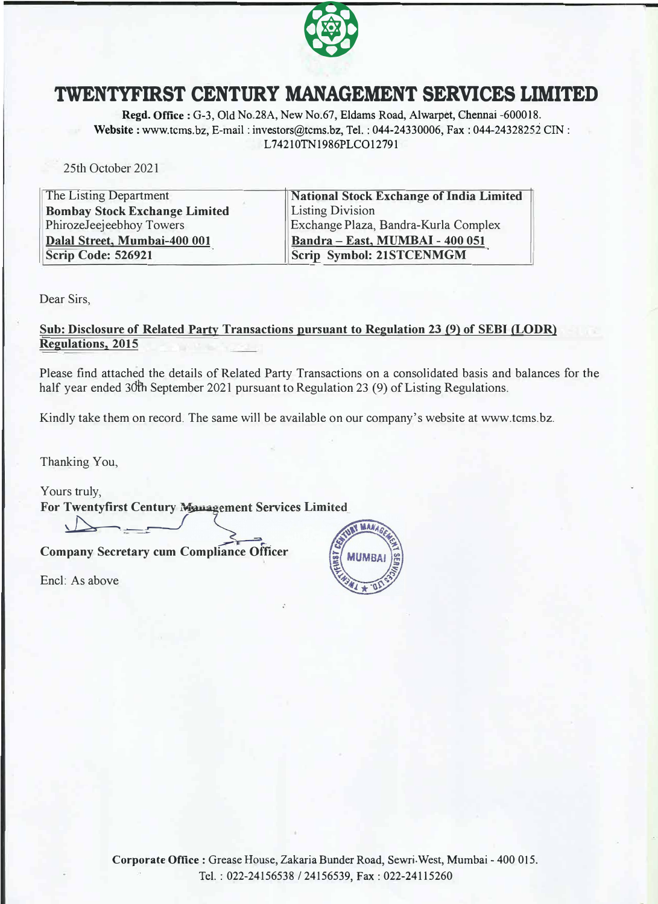# TWENTYFIRST CENTURY MANAGEMENT SERVICES LIMITED

**Regd. Office :** G-3, Old No.28A, New No.67, Eldams Road, Alwarpet, Chennai -600018.
**Website :** www.tcms.bz, E-mail : investors@tcms.bz, Tel. : 044-24330006, Fax : 044-24328252 CIN : L74210TN1986PLCO12791

25th October 2021

| The Listing Department | **National Stock Exchange of India Limited** |
|---|---|
| **Bombay Stock Exchange Limited** | Listing Division |
| PhirozeJeejeebhoy Towers | Exchange Plaza, Bandra-Kurla Complex |
| **Dalal Street, Mumbai-400 001** | **Bandra – East, MUMBAI - 400 051** |
| **Scrip Code: 526921** | **Scrip Symbol: 21STCENMGM** |

Dear Sirs,

**Sub: Disclosure of Related Party Transactions pursuant to Regulation 23 (9) of SEBI (LODR) Regulations, 2015**

Please find attached the details of Related Party Transactions on a consolidated basis and balances for the half year ended 30th September 2021 pursuant to Regulation 23 (9) of Listing Regulations.

Kindly take them on record. The same will be available on our company's website at www.tcms.bz.

Thanking You,

Yours truly,
**For Twentyfirst Century Management Services Limited**

**Company Secretary cum Compliance Officer**

Encl: As above

**Corporate Office :** Grease House, Zakaria Bunder Road, Sewri-West, Mumbai - 400 015.
Tel. : 022-24156538 / 24156539, Fax : 022-24115260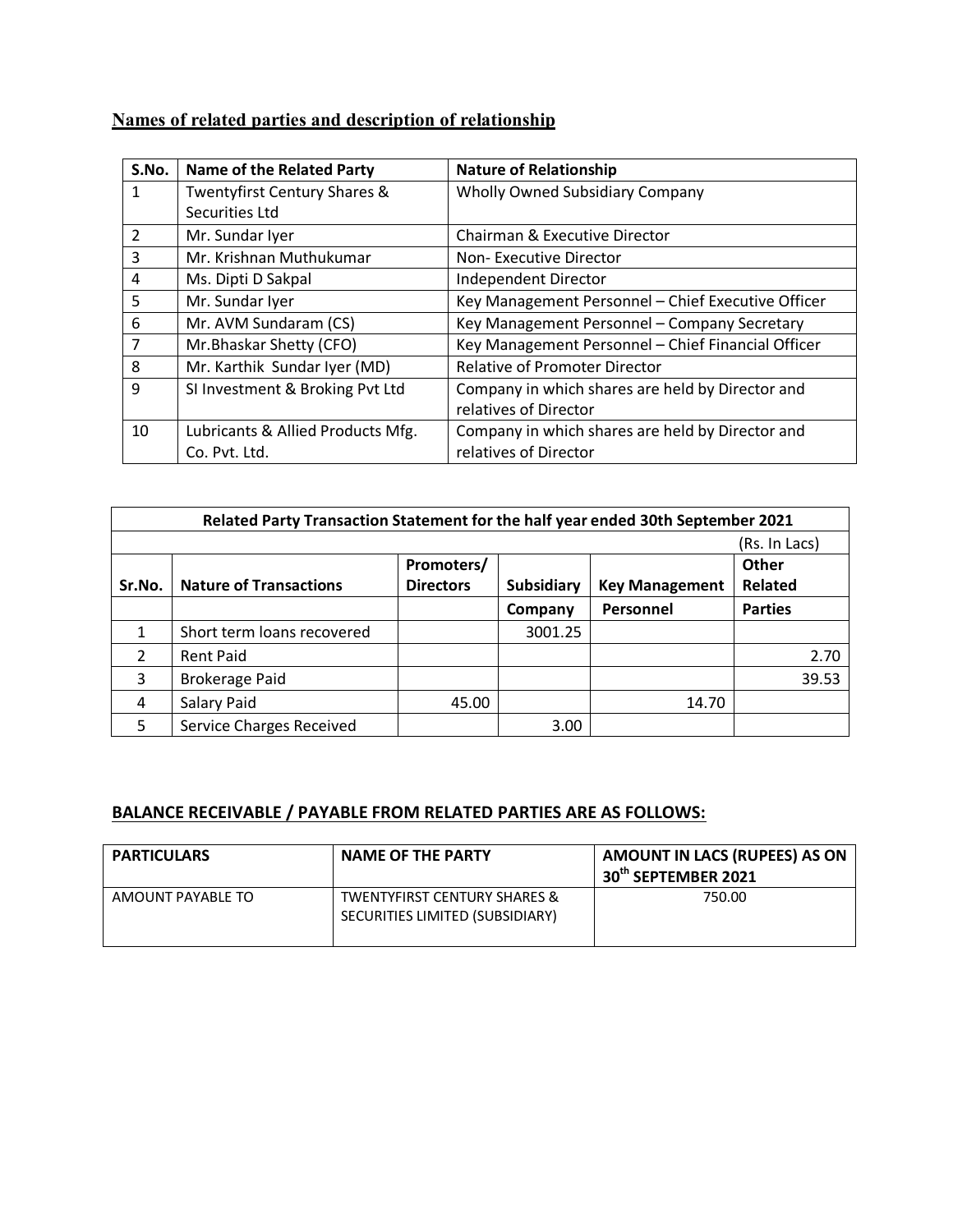## Names of related parties and description of relationship

| S.No. | Name of the Related Party | Nature of Relationship |
|---|---|---|
| 1 | Twentyfirst Century Shares & Securities Ltd | Wholly Owned Subsidiary Company |
| 2 | Mr. Sundar Iyer | Chairman & Executive Director |
| 3 | Mr. Krishnan Muthukumar | Non- Executive Director |
| 4 | Ms. Dipti D Sakpal | Independent Director |
| 5 | Mr. Sundar Iyer | Key Management Personnel – Chief Executive Officer |
| 6 | Mr. AVM Sundaram (CS) | Key Management Personnel – Company Secretary |
| 7 | Mr.Bhaskar Shetty (CFO) | Key Management Personnel – Chief Financial Officer |
| 8 | Mr. Karthik Sundar Iyer (MD) | Relative of Promoter Director |
| 9 | SI Investment & Broking Pvt Ltd | Company in which shares are held by Director and relatives of Director |
| 10 | Lubricants & Allied Products Mfg. Co. Pvt. Ltd. | Company in which shares are held by Director and relatives of Director |

**Related Party Transaction Statement for the half year ended 30th September 2021**

(Rs. In Lacs)

| Sr.No. | Nature of Transactions | Promoters/ Directors | Subsidiary Company | Key Management Personnel | Other Related Parties |
|---|---|---|---|---|---|
| 1 | Short term loans recovered | | 3001.25 | | |
| 2 | Rent Paid | | | | 2.70 |
| 3 | Brokerage Paid | | | | 39.53 |
| 4 | Salary Paid | 45.00 | | 14.70 | |
| 5 | Service Charges Received | | 3.00 | | |

## BALANCE RECEIVABLE / PAYABLE FROM RELATED PARTIES ARE AS FOLLOWS:

| PARTICULARS | NAME OF THE PARTY | AMOUNT IN LACS (RUPEES) AS ON 30th SEPTEMBER 2021 |
|---|---|---|
| AMOUNT PAYABLE TO | TWENTYFIRST CENTURY SHARES & SECURITIES LIMITED (SUBSIDIARY) | 750.00 |